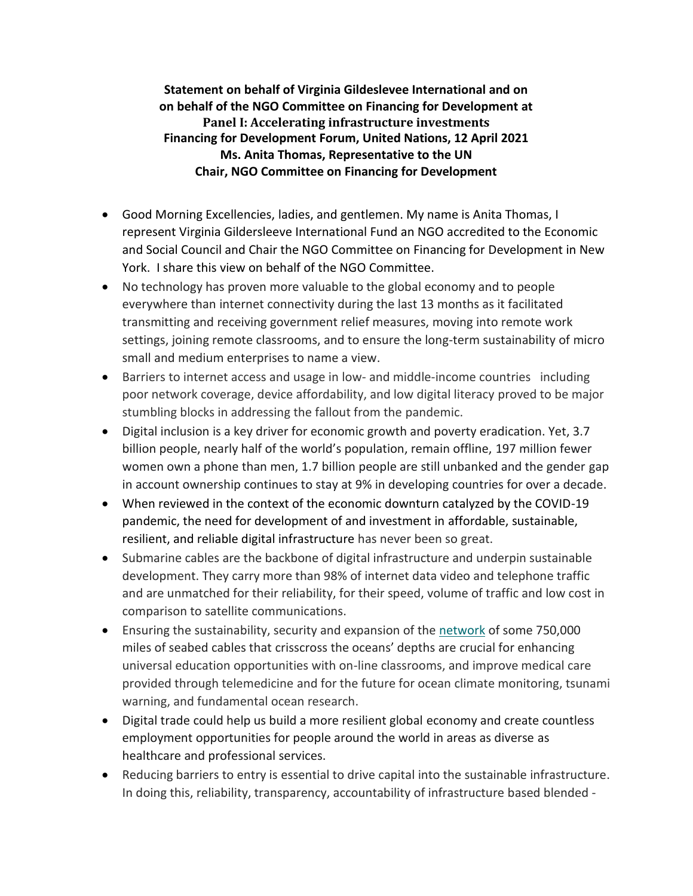**Statement on behalf of Virginia Gildeslevee International and on on behalf of the NGO Committee on Financing for Development at Panel I: Accelerating infrastructure investments Financing for Development Forum, United Nations, 12 April 2021 Ms. Anita Thomas, Representative to the UN Chair, NGO Committee on Financing for Development**

- Good Morning Excellencies, ladies, and gentlemen. My name is Anita Thomas, I represent Virginia Gildersleeve International Fund an NGO accredited to the Economic and Social Council and Chair the NGO Committee on Financing for Development in New York. I share this view on behalf of the NGO Committee.
- No technology has proven more valuable to the global economy and to people everywhere than internet connectivity during the last 13 months as it facilitated transmitting and receiving government relief measures, moving into remote work settings, joining remote classrooms, and to ensure the long-term sustainability of micro small and medium enterprises to name a view.
- Barriers to internet access and usage in low- and middle-income countries including poor network coverage, device affordability, and low digital literacy proved to be major stumbling blocks in addressing the fallout from the pandemic.
- Digital inclusion is a key driver for economic growth and poverty eradication. Yet, 3.7 billion people, nearly half of the world's population, remain offline, 197 million fewer women own a phone than men, 1.7 billion people are still unbanked and the gender gap in account ownership continues to stay at 9% in developing countries for over a decade.
- When reviewed in the context of the economic downturn catalyzed by the COVID-19 pandemic, the need for development of and investment in affordable, sustainable, resilient, and reliable digital infrastructure has never been so great.
- Submarine cables are the backbone of digital infrastructure and underpin sustainable development. They carry more than 98% of internet data video and telephone traffic and are unmatched for their reliability, for their speed, volume of traffic and low cost in comparison to satellite communications.
- Ensuring the sustainability, security and expansion of the network of some 750,000 miles of seabed cables that crisscross the oceans' depths are crucial for enhancing universal education opportunities with on-line classrooms, and improve medical care provided through telemedicine and for the future for ocean climate monitoring, tsunami warning, and fundamental ocean research.
- Digital trade could help us build a more resilient global economy and create countless employment opportunities for people around the world in areas as diverse as healthcare and professional services.
- Reducing barriers to entry is essential to drive capital into the sustainable infrastructure. In doing this, reliability, transparency, accountability of infrastructure based blended -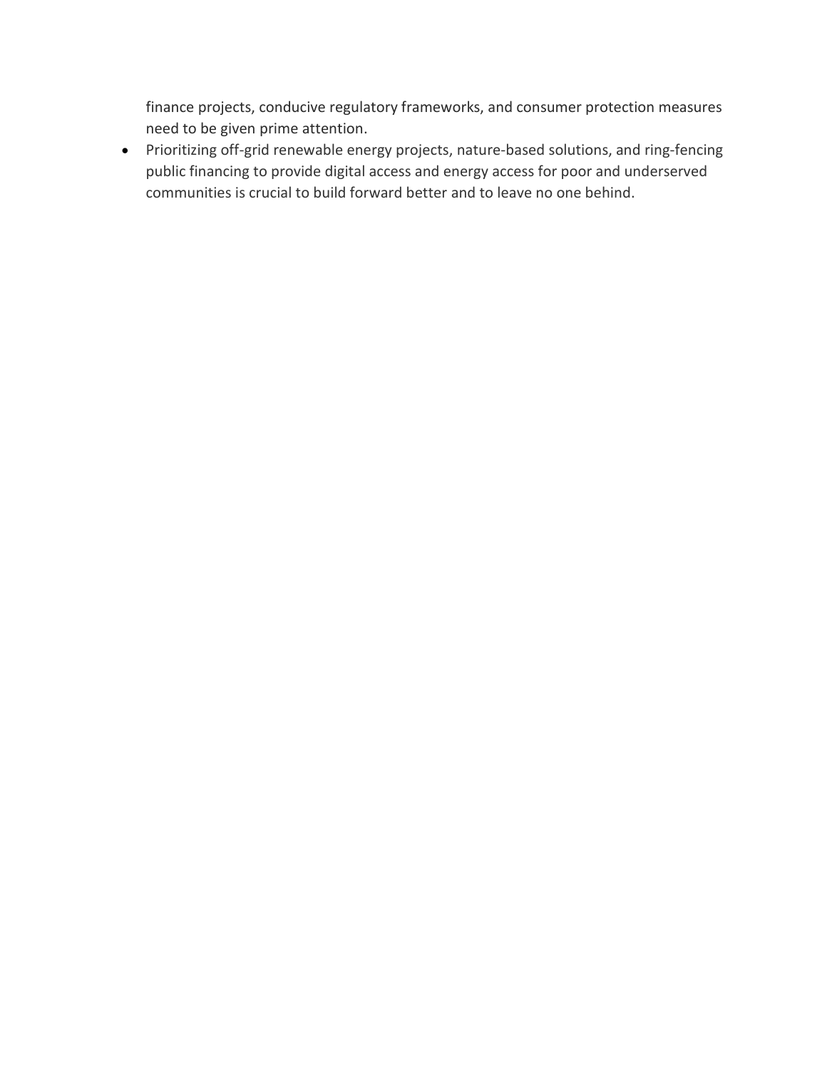finance projects, conducive regulatory frameworks, and consumer protection measures need to be given prime attention.

- Prioritizing off-grid renewable energy projects, nature-based solutions, and ring-fencing public financing to provide digital access and energy access for poor and underserved communities is crucial to build forward better and to leave no one behind.